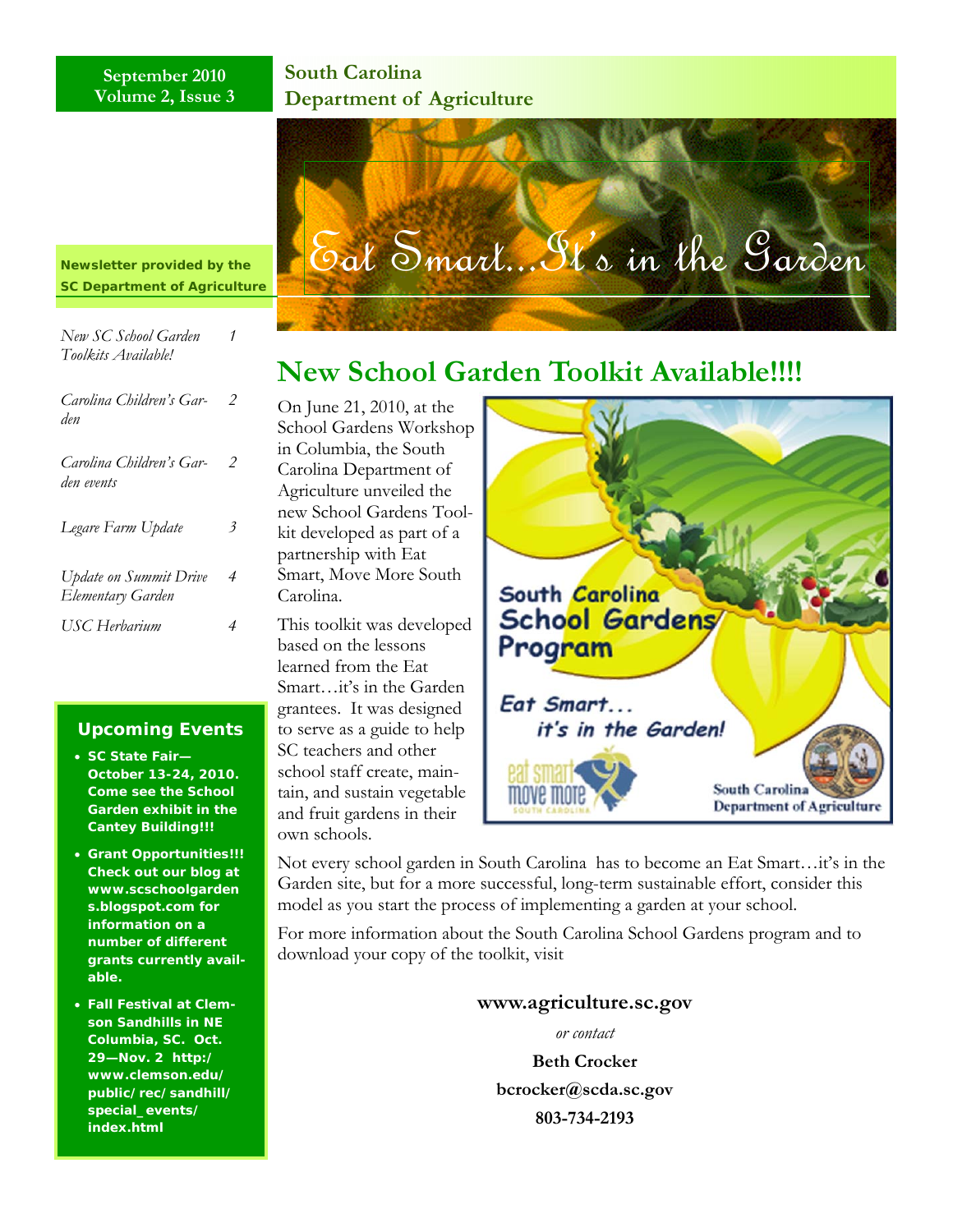September 2010
Volume 2, Issue 3

**South Carolina Department of Agriculture**

# Eat Smart…It's in the Garden

**Newsletter provided by the SC Department of Agriculture**

| | |
|---|---|
| *New SC School Garden Toolkits Available!* | 1 |
| *Carolina Children's Garden* | 2 |
| *Carolina Children's Garden events* | 2 |
| *Legare Farm Update* | 3 |
| *Update on Summit Drive Elementary Garden* | 4 |
| *USC Herbarium* | 4 |

### Upcoming Events

- **SC State Fair—October 13-24, 2010. Come see the School Garden exhibit in the Cantey Building!!!**
- **Grant Opportunities!!! Check out our blog at www.scschoolgardens.blogspot.com for information on a number of different grants currently available.**
- **Fall Festival at Clemson Sandhills in NE Columbia, SC. Oct. 29—Nov. 2 http:/www.clemson.edu/public/rec/sandhill/special_events/index.html**

## New School Garden Toolkit Available!!!!

On June 21, 2010, at the School Gardens Workshop in Columbia, the South Carolina Department of Agriculture unveiled the new School Gardens Toolkit developed as part of a partnership with Eat Smart, Move More South Carolina.

This toolkit was developed based on the lessons learned from the Eat Smart…it's in the Garden grantees. It was designed to serve as a guide to help SC teachers and other school staff create, maintain, and sustain vegetable and fruit gardens in their own schools.

Not every school garden in South Carolina has to become an Eat Smart…it's in the Garden site, but for a more successful, long-term sustainable effort, consider this model as you start the process of implementing a garden at your school.

For more information about the South Carolina School Gardens program and to download your copy of the toolkit, visit

**www.agriculture.sc.gov**

*or contact*

**Beth Crocker**

**bcrocker@scda.sc.gov**

**803-734-2193**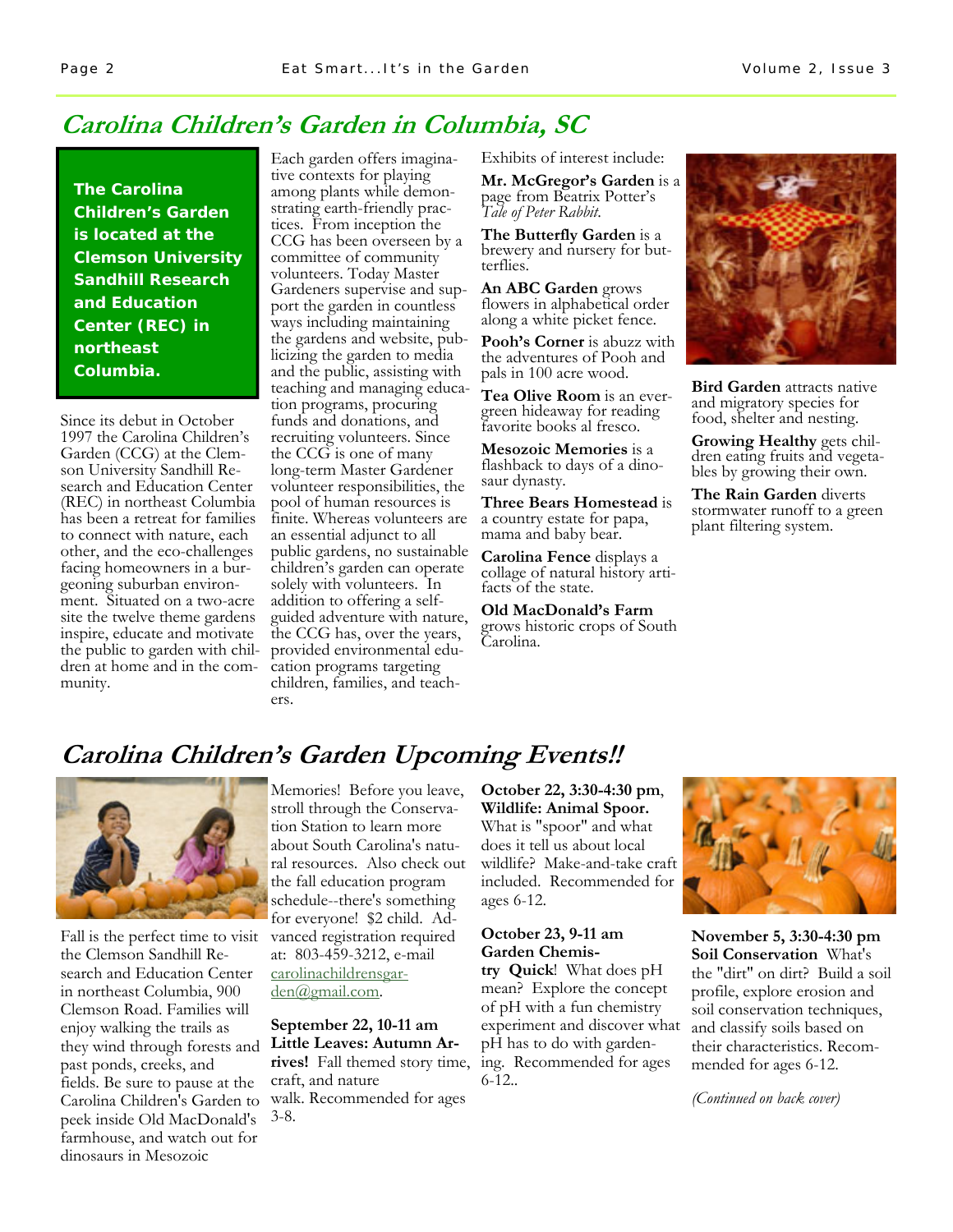## Carolina Children's Garden in Columbia, SC

**The Carolina Children's Garden is located at the Clemson University Sandhill Research and Education Center (REC) in northeast Columbia.**

Since its debut in October 1997 the Carolina Children's Garden (CCG) at the Clemson University Sandhill Research and Education Center (REC) in northeast Columbia has been a retreat for families to connect with nature, each other, and the eco-challenges facing homeowners in a burgeoning suburban environment. Situated on a two-acre site the twelve theme gardens inspire, educate and motivate the public to garden with children at home and in the community.

Each garden offers imaginative contexts for playing among plants while demonstrating earth-friendly practices. From inception the CCG has been overseen by a committee of community volunteers. Today Master Gardeners supervise and support the garden in countless ways including maintaining the gardens and website, publicizing the garden to media and the public, assisting with teaching and managing education programs, procuring funds and donations, and recruiting volunteers. Since the CCG is one of many long-term Master Gardener volunteer responsibilities, the pool of human resources is finite. Whereas volunteers are an essential adjunct to all public gardens, no sustainable children's garden can operate solely with volunteers. In addition to offering a self-guided adventure with nature, the CCG has, over the years, provided environmental education programs targeting children, families, and teachers.

Exhibits of interest include:

**Mr. McGregor's Garden** is a page from Beatrix Potter's *Tale of Peter Rabbit.*

**The Butterfly Garden** is a brewery and nursery for butterflies.

**An ABC Garden** grows flowers in alphabetical order along a white picket fence.

**Pooh's Corner** is abuzz with the adventures of Pooh and pals in 100 acre wood.

**Tea Olive Room** is an evergreen hideaway for reading favorite books al fresco.

**Mesozoic Memories** is a flashback to days of a dinosaur dynasty.

**Three Bears Homestead** is a country estate for papa, mama and baby bear.

**Carolina Fence** displays a collage of natural history artifacts of the state.

**Old MacDonald's Farm** grows historic crops of South Carolina.

**Bird Garden** attracts native and migratory species for food, shelter and nesting.

**Growing Healthy** gets children eating fruits and vegetables by growing their own.

**The Rain Garden** diverts stormwater runoff to a green plant filtering system.

## Carolina Children's Garden Upcoming Events!!

Fall is the perfect time to visit the Clemson Sandhill Research and Education Center in northeast Columbia, 900 Clemson Road. Families will enjoy walking the trails as they wind through forests and past ponds, creeks, and fields. Be sure to pause at the Carolina Children's Garden to peek inside Old MacDonald's farmhouse, and watch out for dinosaurs in Mesozoic Memories! Before you leave, stroll through the Conservation Station to learn more about South Carolina's natural resources. Also check out the fall education program schedule--there's something for everyone! $2 child. Advanced registration required at: 803-459-3212, e-mail carolinachildrensgarden@gmail.com.

**September 22, 10-11 am**
**Little Leaves: Autumn Arrives!** Fall themed story time, craft, and nature walk. Recommended for ages 3-8.

**October 22, 3:30-4:30 pm**, **Wildlife: Animal Spoor.** What is "spoor" and what does it tell us about local wildlife? Make-and-take craft included. Recommended for ages 6-12.

**October 23, 9-11 am**
**Garden Chemistry Quick**! What does pH mean? Explore the concept of pH with a fun chemistry experiment and discover what pH has to do with gardening. Recommended for ages 6-12..

**November 5, 3:30-4:30 pm**
**Soil Conservation** What's the "dirt" on dirt? Build a soil profile, explore erosion and soil conservation techniques, and classify soils based on their characteristics. Recommended for ages 6-12.

*(Continued on back cover)*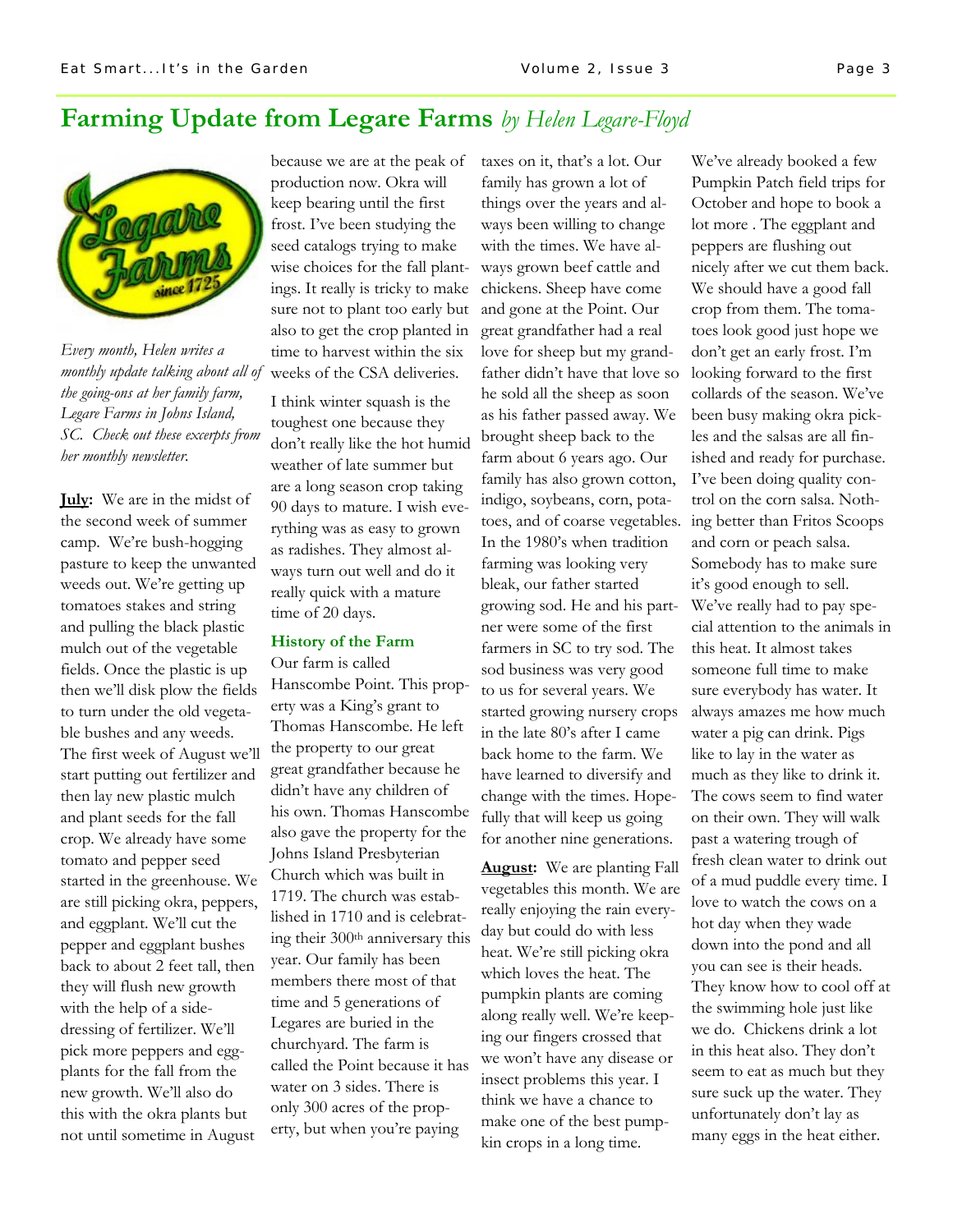# Farming Update from Legare Farms *by Helen Legare-Floyd*

*Every month, Helen writes a monthly update talking about all of the going-ons at her family farm, Legare Farms in Johns Island, SC. Check out these excerpts from her monthly newsletter.*

**July:** We are in the midst of the second week of summer camp. We're bush-hogging pasture to keep the unwanted weeds out. We're getting up tomatoes stakes and string and pulling the black plastic mulch out of the vegetable fields. Once the plastic is up then we'll disk plow the fields to turn under the old vegetable bushes and any weeds. The first week of August we'll start putting out fertilizer and then lay new plastic mulch and plant seeds for the fall crop. We already have some tomato and pepper seed started in the greenhouse. We are still picking okra, peppers, and eggplant. We'll cut the pepper and eggplant bushes back to about 2 feet tall, then they will flush new growth with the help of a side-dressing of fertilizer. We'll pick more peppers and eggplants for the fall from the new growth. We'll also do this with the okra plants but not until sometime in August because we are at the peak of production now. Okra will keep bearing until the first frost. I've been studying the seed catalogs trying to make wise choices for the fall plantings. It really is tricky to make sure not to plant too early but also to get the crop planted in time to harvest within the six weeks of the CSA deliveries.

I think winter squash is the toughest one because they don't really like the hot humid weather of late summer but are a long season crop taking 90 days to mature. I wish everything was as easy to grown as radishes. They almost always turn out well and do it really quick with a mature time of 20 days.

### History of the Farm

Our farm is called Hanscombe Point. This property was a King's grant to Thomas Hanscombe. He left the property to our great great grandfather because he didn't have any children of his own. Thomas Hanscombe also gave the property for the Johns Island Presbyterian Church which was built in 1719. The church was established in 1710 and is celebrating their 300th anniversary this year. Our family has been members there most of that time and 5 generations of Legares are buried in the churchyard. The farm is called the Point because it has water on 3 sides. There is only 300 acres of the property, but when you're paying taxes on it, that's a lot. Our family has grown a lot of things over the years and always been willing to change with the times. We have always grown beef cattle and chickens. Sheep have come and gone at the Point. Our great grandfather had a real love for sheep but my grandfather didn't have that love so he sold all the sheep as soon as his father passed away. We brought sheep back to the farm about 6 years ago. Our family has also grown cotton, indigo, soybeans, corn, potatoes, and of coarse vegetables. In the 1980's when tradition farming was looking very bleak, our father started growing sod. He and his partner were some of the first farmers in SC to try sod. The sod business was very good to us for several years. We started growing nursery crops in the late 80's after I came back home to the farm. We have learned to diversify and change with the times. Hopefully that will keep us going for another nine generations.

**August:** We are planting Fall vegetables this month. We are really enjoying the rain everyday but could do with less heat. We're still picking okra which loves the heat. The pumpkin plants are coming along really well. We're keeping our fingers crossed that we won't have any disease or insect problems this year. I think we have a chance to make one of the best pumpkin crops in a long time. We've already booked a few Pumpkin Patch field trips for October and hope to book a lot more . The eggplant and peppers are flushing out nicely after we cut them back. We should have a good fall crop from them. The tomatoes look good just hope we don't get an early frost. I'm looking forward to the first collards of the season. We've been busy making okra pickles and the salsas are all finished and ready for purchase. I've been doing quality control on the corn salsa. Nothing better than Fritos Scoops and corn or peach salsa. Somebody has to make sure it's good enough to sell. We've really had to pay special attention to the animals in this heat. It almost takes someone full time to make sure everybody has water. It always amazes me how much water a pig can drink. Pigs like to lay in the water as much as they like to drink it. The cows seem to find water on their own. They will walk past a watering trough of fresh clean water to drink out of a mud puddle every time. I love to watch the cows on a hot day when they wade down into the pond and all you can see is their heads. They know how to cool off at the swimming hole just like we do. Chickens drink a lot in this heat also. They don't seem to eat as much but they sure suck up the water. They unfortunately don't lay as many eggs in the heat either.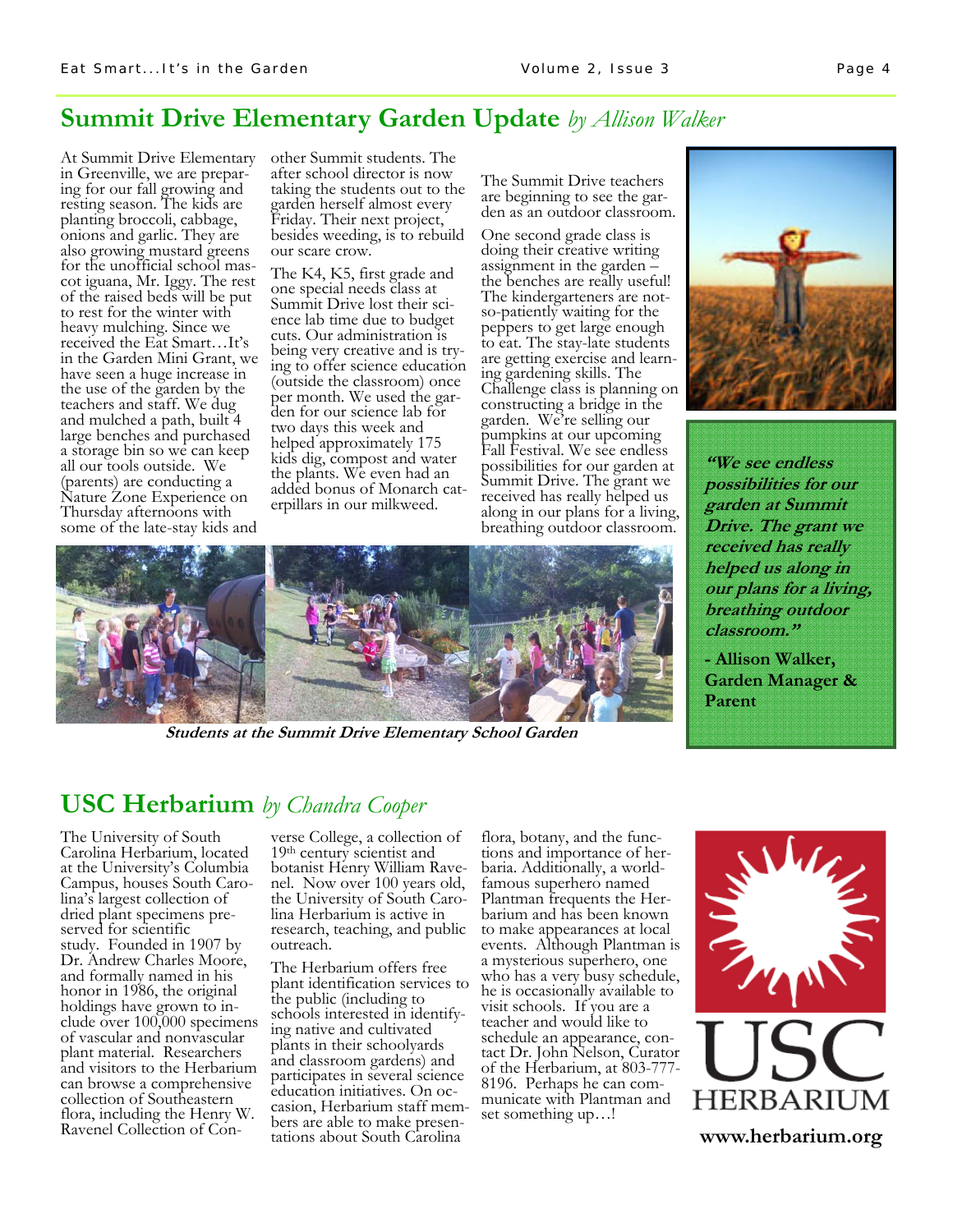## Summit Drive Elementary Garden Update *by Allison Walker*

At Summit Drive Elementary in Greenville, we are preparing for our fall growing and resting season. The kids are planting broccoli, cabbage, onions and garlic. They are also growing mustard greens for the unofficial school mascot iguana, Mr. Iggy. The rest of the raised beds will be put to rest for the winter with heavy mulching. Since we received the Eat Smart…It's in the Garden Mini Grant, we have seen a huge increase in the use of the garden by the teachers and staff. We dug and mulched a path, built 4 large benches and purchased a storage bin so we can keep all our tools outside. We (parents) are conducting a Nature Zone Experience on Thursday afternoons with some of the late-stay kids and other Summit students. The after school director is now taking the students out to the garden herself almost every Friday. Their next project, besides weeding, is to rebuild our scare crow.

The K4, K5, first grade and one special needs class at Summit Drive lost their science lab time due to budget cuts. Our administration is being very creative and is trying to offer science education (outside the classroom) once per month. We used the garden for our science lab for two days this week and helped approximately 175 kids dig, compost and water the plants. We even had an added bonus of Monarch caterpillars in our milkweed.

The Summit Drive teachers are beginning to see the garden as an outdoor classroom.

One second grade class is doing their creative writing assignment in the garden – the benches are really useful! The kindergarteners are not-so-patiently waiting for the peppers to get large enough to eat. The stay-late students are getting exercise and learning gardening skills. The Challenge class is planning on constructing a bridge in the garden. We're selling our pumpkins at our upcoming Fall Festival. We see endless possibilities for our garden at Summit Drive. The grant we received has really helped us along in our plans for a living, breathing outdoor classroom.

***"We see endless possibilities for our garden at Summit Drive. The grant we received has really helped us along in our plans for a living, breathing outdoor classroom."***

**- Allison Walker, Garden Manager & Parent**

***Students at the Summit Drive Elementary School Garden***

## USC Herbarium *by Chandra Cooper*

The University of South Carolina Herbarium, located at the University's Columbia Campus, houses South Carolina's largest collection of dried plant specimens preserved for scientific study. Founded in 1907 by Dr. Andrew Charles Moore, and formally named in his honor in 1986, the original holdings have grown to include over 100,000 specimens of vascular and nonvascular plant material. Researchers and visitors to the Herbarium can browse a comprehensive collection of Southeastern flora, including the Henry W. Ravenel Collection of Converse College, a collection of 19th century scientist and botanist Henry William Ravenel. Now over 100 years old, the University of South Carolina Herbarium is active in research, teaching, and public outreach.

The Herbarium offers free plant identification services to the public (including to schools interested in identifying native and cultivated plants in their schoolyards and classroom gardens) and participates in several science education initiatives. On occasion, Herbarium staff members are able to make presentations about South Carolina flora, botany, and the functions and importance of herbaria. Additionally, a world-famous superhero named Plantman frequents the Herbarium and has been known to make appearances at local events. Although Plantman is a mysterious superhero, one who has a very busy schedule, he is occasionally available to visit schools. If you are a teacher and would like to schedule an appearance, contact Dr. John Nelson, Curator of the Herbarium, at 803-777-8196. Perhaps he can communicate with Plantman and set something up…!

USC HERBARIUM

**www.herbarium.org**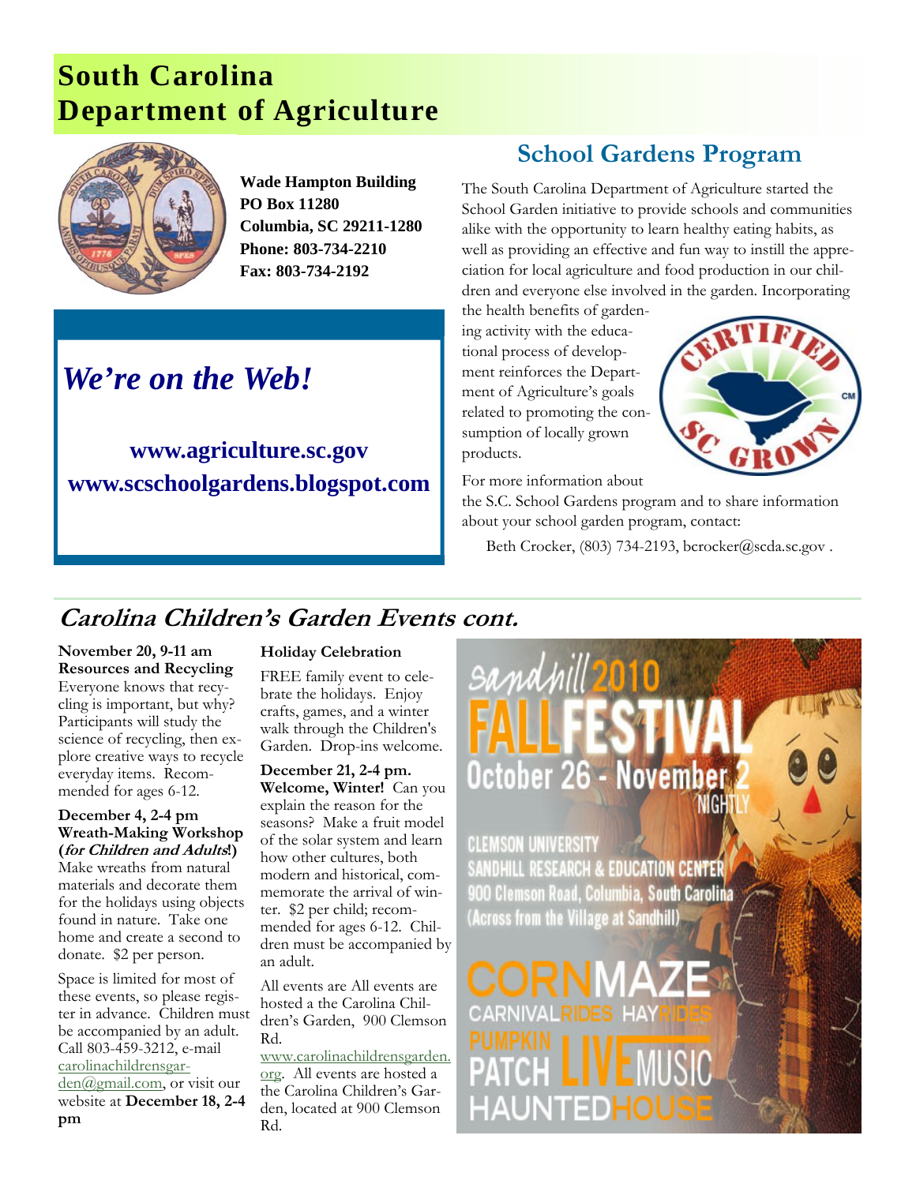# South Carolina Department of Agriculture

**Wade Hampton Building**
**PO Box 11280**
**Columbia, SC 29211-1280**
**Phone: 803-734-2210**
**Fax: 803-734-2192**

## *We're on the Web!*

**www.agriculture.sc.gov**
**www.scschoolgardens.blogspot.com**

## School Gardens Program

The South Carolina Department of Agriculture started the School Garden initiative to provide schools and communities alike with the opportunity to learn healthy eating habits, as well as providing an effective and fun way to instill the appreciation for local agriculture and food production in our children and everyone else involved in the garden. Incorporating the health benefits of gardening activity with the educational process of development reinforces the Department of Agriculture's goals related to promoting the consumption of locally grown products.

CERTIFIED SC GROWN

For more information about the S.C. School Gardens program and to share information about your school garden program, contact:

Beth Crocker, (803) 734-2193, bcrocker@scda.sc.gov .

## *Carolina Children's Garden Events cont.*

**November 20, 9-11 am**
**Resources and Recycling**
Everyone knows that recycling is important, but why? Participants will study the science of recycling, then explore creative ways to recycle everyday items. Recommended for ages 6-12.

**December 4, 2-4 pm**
**Wreath-Making Workshop (*for Children and Adults*!)**
Make wreaths from natural materials and decorate them for the holidays using objects found in nature. Take one home and create a second to donate. $2 per person.

Space is limited for most of these events, so please register in advance. Children must be accompanied by an adult. Call 803-459-3212, e-mail carolinachildrensgarden@gmail.com, or visit our website at **December 18, 2-4 pm**

**Holiday Celebration**
FREE family event to celebrate the holidays. Enjoy crafts, games, and a winter walk through the Children's Garden. Drop-ins welcome.

**December 21, 2-4 pm.**
**Welcome, Winter!** Can you explain the reason for the seasons? Make a fruit model of the solar system and learn how other cultures, both modern and historical, commemorate the arrival of winter. $2 per child; recommended for ages 6-12. Children must be accompanied by an adult.

All events are All events are hosted a the Carolina Children's Garden, 900 Clemson Rd. www.carolinachildrensgarden.org. All events are hosted a the Carolina Children's Garden, located at 900 Clemson Rd.

Sandhill 2010
FALL FESTIVAL
October 26 - November 2
NIGHTLY

CLEMSON UNIVERSITY
SANDHILL RESEARCH & EDUCATION CENTER
900 Clemson Road, Columbia, South Carolina
(Across from the Village at Sandhill)

CORN MAZE
CARNIVAL RIDES HAY RIDES
PUMPKIN PATCH LIVE MUSIC
HAUNTED HOUSE